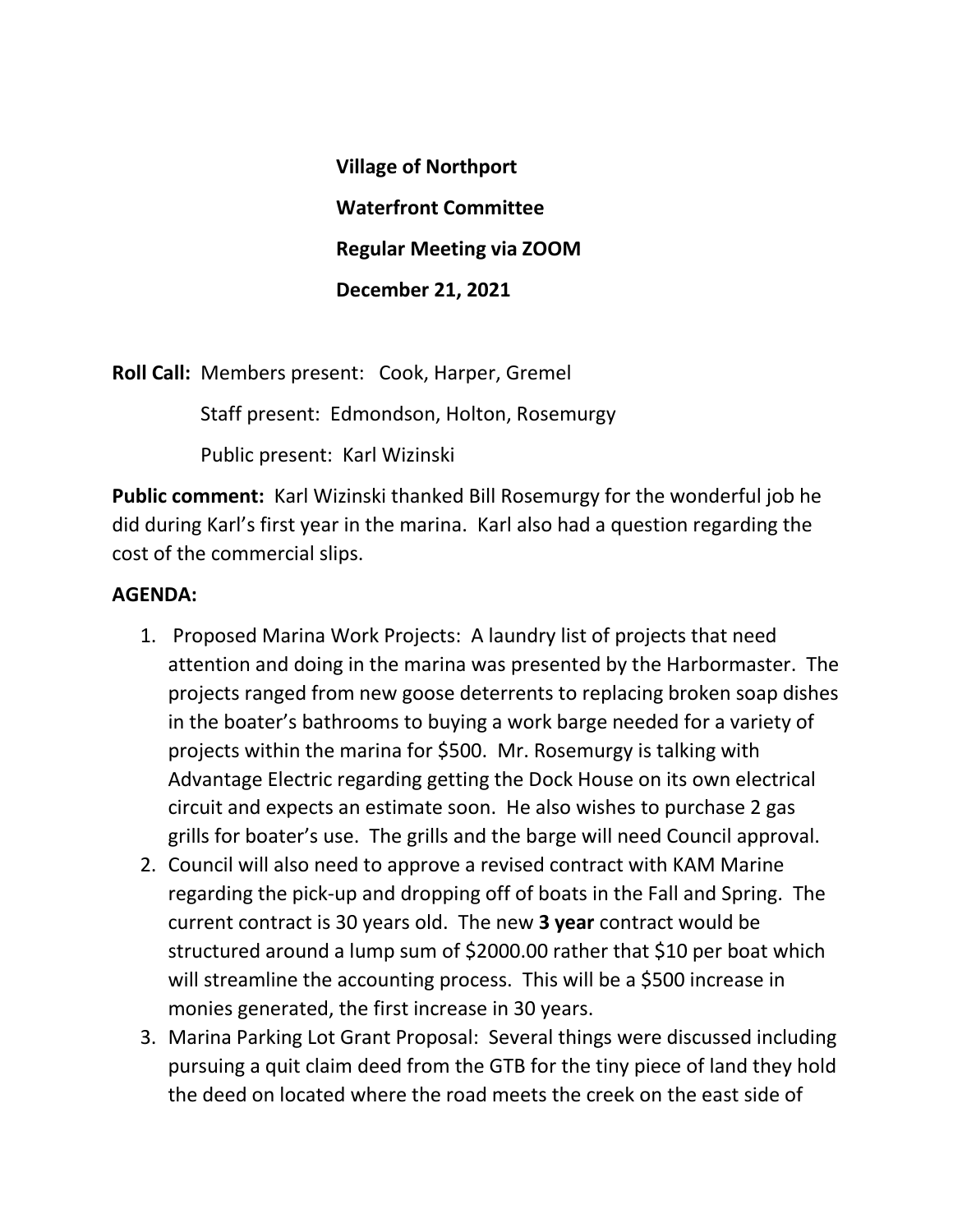**Village of Northport**

**Waterfront Committee**

**Regular Meeting via ZOOM**

**December 21, 2021**

**Roll Call:** Members present: Cook, Harper, Gremel

Staff present: Edmondson, Holton, Rosemurgy

Public present: Karl Wizinski

**Public comment:** Karl Wizinski thanked Bill Rosemurgy for the wonderful job he did during Karl's first year in the marina. Karl also had a question regarding the cost of the commercial slips.

**AGENDA:**

1. Proposed Marina Work Projects: A laundry list of projects that need attention and doing in the marina was presented by the Harbormaster. The projects ranged from new goose deterrents to replacing broken soap dishes in the boater's bathrooms to buying a work barge needed for a variety of projects within the marina for $500. Mr. Rosemurgy is talking with Advantage Electric regarding getting the Dock House on its own electrical circuit and expects an estimate soon. He also wishes to purchase 2 gas grills for boater's use. The grills and the barge will need Council approval.
2. Council will also need to approve a revised contract with KAM Marine regarding the pick-up and dropping off of boats in the Fall and Spring. The current contract is 30 years old. The new **3 year** contract would be structured around a lump sum of $2000.00 rather that $10 per boat which will streamline the accounting process. This will be a $500 increase in monies generated, the first increase in 30 years.
3. Marina Parking Lot Grant Proposal: Several things were discussed including pursuing a quit claim deed from the GTB for the tiny piece of land they hold the deed on located where the road meets the creek on the east side of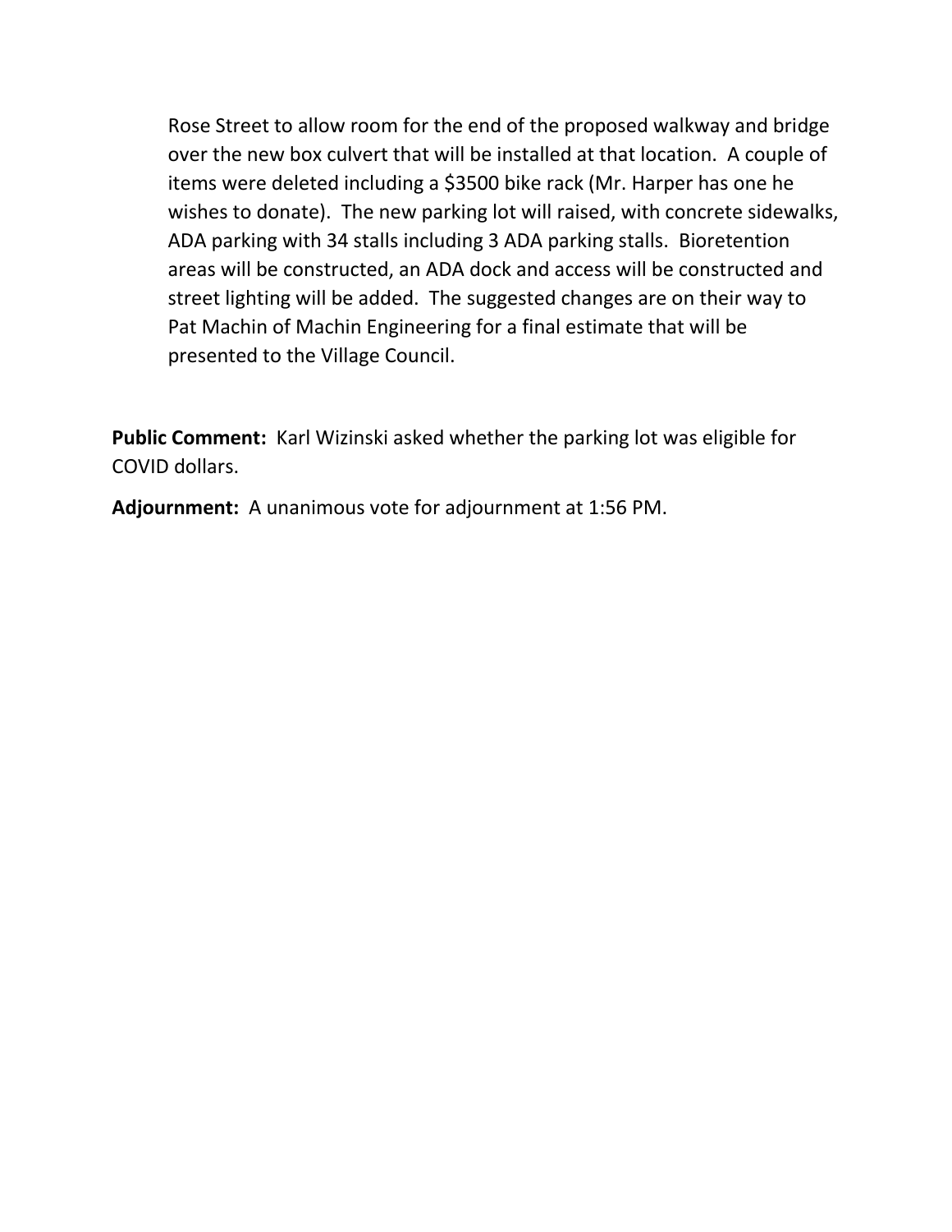Rose Street to allow room for the end of the proposed walkway and bridge over the new box culvert that will be installed at that location. A couple of items were deleted including a $3500 bike rack (Mr. Harper has one he wishes to donate). The new parking lot will raised, with concrete sidewalks, ADA parking with 34 stalls including 3 ADA parking stalls. Bioretention areas will be constructed, an ADA dock and access will be constructed and street lighting will be added. The suggested changes are on their way to Pat Machin of Machin Engineering for a final estimate that will be presented to the Village Council.

**Public Comment:** Karl Wizinski asked whether the parking lot was eligible for COVID dollars.

**Adjournment:** A unanimous vote for adjournment at 1:56 PM.